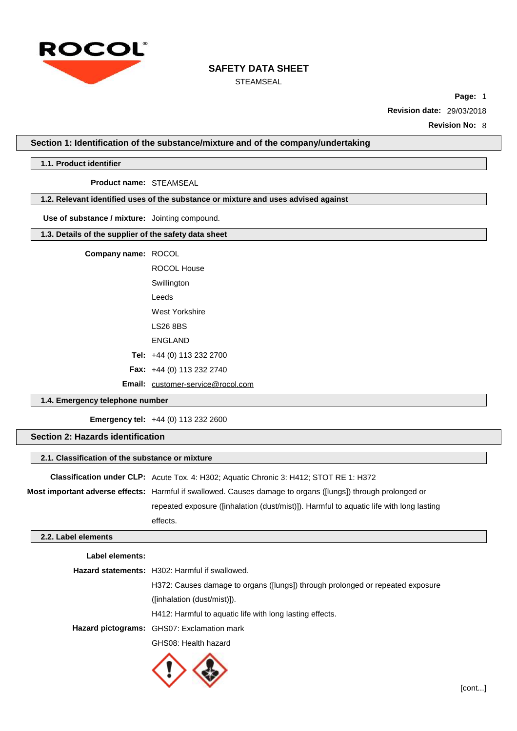# SAFETY DATA SHEET

STEAMSEAL

**Revision date:** 29/03/2018

**Revision No:** 8

## Section 1: Identification of the substance/mixture and of the company/undertaking

### 1.1. Product identifier

**Product name:** STEAMSEAL

### 1.2. Relevant identified uses of the substance or mixture and uses advised against

**Use of substance / mixture:** Jointing compound.

### 1.3. Details of the supplier of the safety data sheet

**Company name:** ROCOL
ROCOL House
Swillington
Leeds
West Yorkshire
LS26 8BS
ENGLAND

**Tel:** +44 (0) 113 232 2700

**Fax:** +44 (0) 113 232 2740

**Email:** customer-service@rocol.com

### 1.4. Emergency telephone number

**Emergency tel:** +44 (0) 113 232 2600

## Section 2: Hazards identification

### 2.1. Classification of the substance or mixture

**Classification under CLP:** Acute Tox. 4: H302; Aquatic Chronic 3: H412; STOT RE 1: H372

**Most important adverse effects:** Harmful if swallowed. Causes damage to organs ([lungs]) through prolonged or repeated exposure ([inhalation (dust/mist)]). Harmful to aquatic life with long lasting effects.

### 2.2. Label elements

**Label elements:**

**Hazard statements:** H302: Harmful if swallowed.
H372: Causes damage to organs ([lungs]) through prolonged or repeated exposure ([inhalation (dust/mist)]).
H412: Harmful to aquatic life with long lasting effects.

**Hazard pictograms:** GHS07: Exclamation mark
GHS08: Health hazard

[cont...]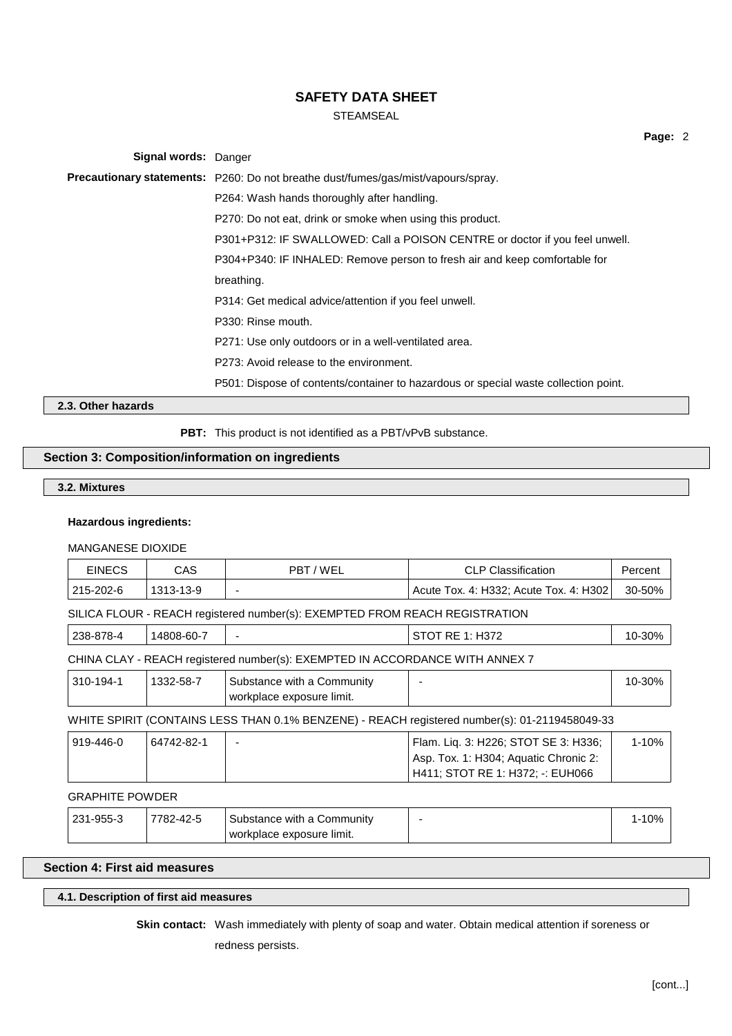**Signal words:** Danger

**Precautionary statements:** P260: Do not breathe dust/fumes/gas/mist/vapours/spray.

P264: Wash hands thoroughly after handling.

P270: Do not eat, drink or smoke when using this product.

P301+P312: IF SWALLOWED: Call a POISON CENTRE or doctor if you feel unwell.

P304+P340: IF INHALED: Remove person to fresh air and keep comfortable for breathing.

P314: Get medical advice/attention if you feel unwell.

P330: Rinse mouth.

P271: Use only outdoors or in a well-ventilated area.

P273: Avoid release to the environment.

P501: Dispose of contents/container to hazardous or special waste collection point.

### 2.3. Other hazards

**PBT:** This product is not identified as a PBT/vPvB substance.

## Section 3: Composition/information on ingredients

### 3.2. Mixtures

**Hazardous ingredients:**

MANGANESE DIOXIDE

| EINECS | CAS | PBT / WEL | CLP Classification | Percent |
|---|---|---|---|---|
| 215-202-6 | 1313-13-9 | - | Acute Tox. 4: H332; Acute Tox. 4: H302 | 30-50% |

SILICA FLOUR - REACH registered number(s): EXEMPTED FROM REACH REGISTRATION

| EINECS | CAS | PBT / WEL | CLP Classification | Percent |
|---|---|---|---|---|
| 238-878-4 | 14808-60-7 | - | STOT RE 1: H372 | 10-30% |

CHINA CLAY - REACH registered number(s): EXEMPTED IN ACCORDANCE WITH ANNEX 7

| EINECS | CAS | PBT / WEL | CLP Classification | Percent |
|---|---|---|---|---|
| 310-194-1 | 1332-58-7 | Substance with a Community workplace exposure limit. | - | 10-30% |

WHITE SPIRIT (CONTAINS LESS THAN 0.1% BENZENE) - REACH registered number(s): 01-2119458049-33

| EINECS | CAS | PBT / WEL | CLP Classification | Percent |
|---|---|---|---|---|
| 919-446-0 | 64742-82-1 | - | Flam. Liq. 3: H226; STOT SE 3: H336; Asp. Tox. 1: H304; Aquatic Chronic 2: H411; STOT RE 1: H372; -: EUH066 | 1-10% |

GRAPHITE POWDER

| EINECS | CAS | PBT / WEL | CLP Classification | Percent |
|---|---|---|---|---|
| 231-955-3 | 7782-42-5 | Substance with a Community workplace exposure limit. | - | 1-10% |

## Section 4: First aid measures

### 4.1. Description of first aid measures

**Skin contact:** Wash immediately with plenty of soap and water. Obtain medical attention if soreness or redness persists.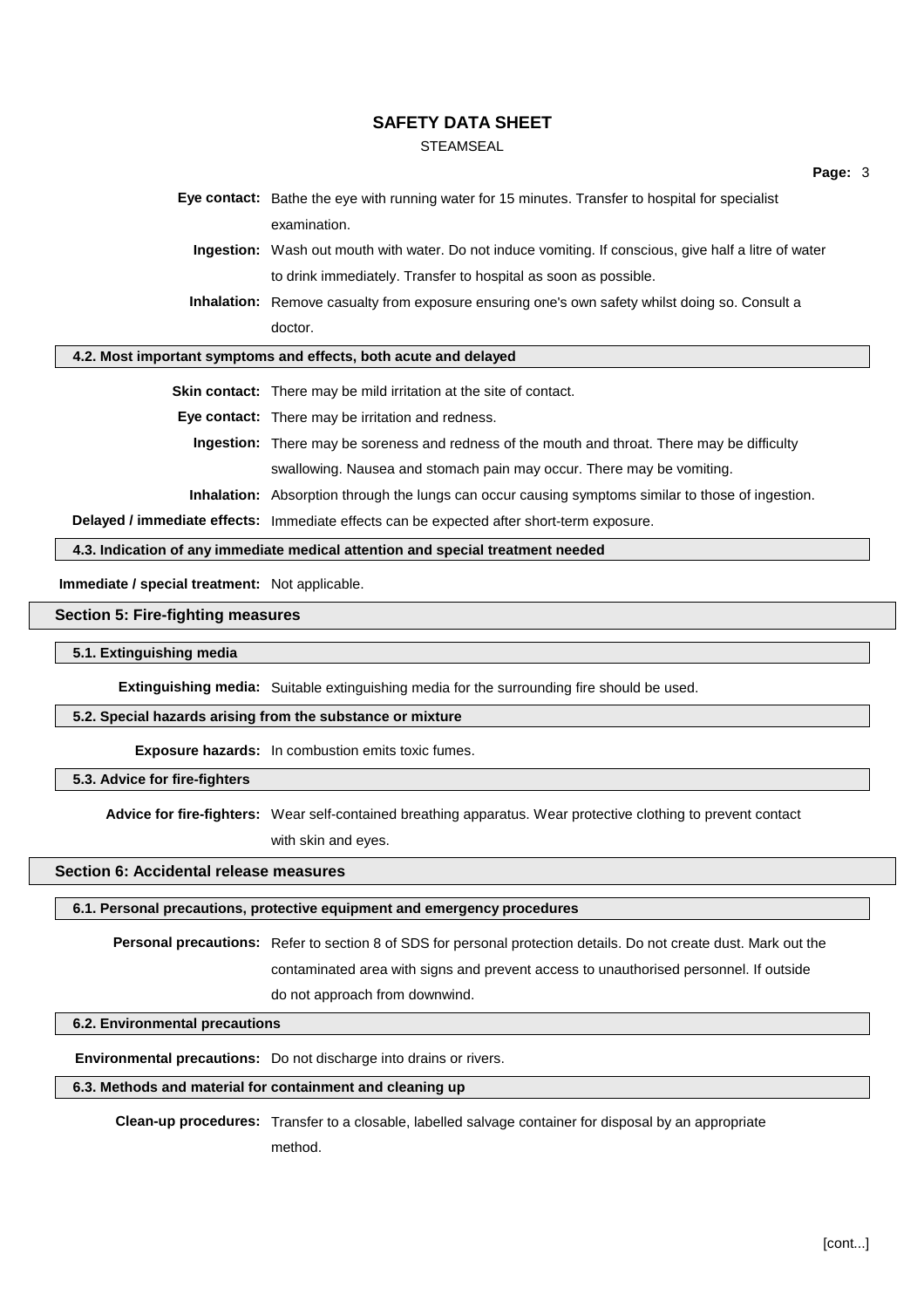**Eye contact:** Bathe the eye with running water for 15 minutes. Transfer to hospital for specialist examination.

**Ingestion:** Wash out mouth with water. Do not induce vomiting. If conscious, give half a litre of water to drink immediately. Transfer to hospital as soon as possible.

**Inhalation:** Remove casualty from exposure ensuring one's own safety whilst doing so. Consult a doctor.

### 4.2. Most important symptoms and effects, both acute and delayed

**Skin contact:** There may be mild irritation at the site of contact.

**Eye contact:** There may be irritation and redness.

**Ingestion:** There may be soreness and redness of the mouth and throat. There may be difficulty swallowing. Nausea and stomach pain may occur. There may be vomiting.

**Inhalation:** Absorption through the lungs can occur causing symptoms similar to those of ingestion.

**Delayed / immediate effects:** Immediate effects can be expected after short-term exposure.

### 4.3. Indication of any immediate medical attention and special treatment needed

**Immediate / special treatment:** Not applicable.

## Section 5: Fire-fighting measures

### 5.1. Extinguishing media

**Extinguishing media:** Suitable extinguishing media for the surrounding fire should be used.

### 5.2. Special hazards arising from the substance or mixture

**Exposure hazards:** In combustion emits toxic fumes.

### 5.3. Advice for fire-fighters

**Advice for fire-fighters:** Wear self-contained breathing apparatus. Wear protective clothing to prevent contact with skin and eyes.

## Section 6: Accidental release measures

### 6.1. Personal precautions, protective equipment and emergency procedures

**Personal precautions:** Refer to section 8 of SDS for personal protection details. Do not create dust. Mark out the contaminated area with signs and prevent access to unauthorised personnel. If outside do not approach from downwind.

### 6.2. Environmental precautions

**Environmental precautions:** Do not discharge into drains or rivers.

### 6.3. Methods and material for containment and cleaning up

**Clean-up procedures:** Transfer to a closable, labelled salvage container for disposal by an appropriate method.

[cont...]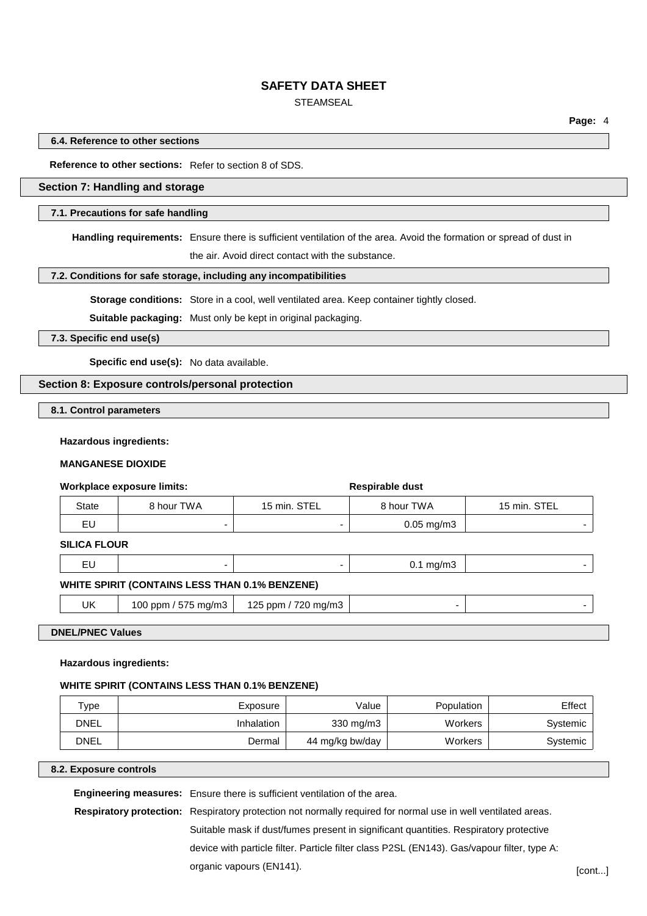#### 6.4. Reference to other sections

**Reference to other sections:** Refer to section 8 of SDS.

## Section 7: Handling and storage

#### 7.1. Precautions for safe handling

**Handling requirements:** Ensure there is sufficient ventilation of the area. Avoid the formation or spread of dust in the air. Avoid direct contact with the substance.

#### 7.2. Conditions for safe storage, including any incompatibilities

**Storage conditions:** Store in a cool, well ventilated area. Keep container tightly closed.

**Suitable packaging:** Must only be kept in original packaging.

#### 7.3. Specific end use(s)

**Specific end use(s):** No data available.

## Section 8: Exposure controls/personal protection

#### 8.1. Control parameters

**Hazardous ingredients:**

**MANGANESE DIOXIDE**

| Workplace exposure limits: | | | Respirable dust | |
|---|---|---|---|---|
| State | 8 hour TWA | 15 min. STEL | 8 hour TWA | 15 min. STEL |
| EU | - | - | 0.05 mg/m3 | - |
| **SILICA FLOUR** | | | | |
| EU | - | - | 0.1 mg/m3 | - |
| **WHITE SPIRIT (CONTAINS LESS THAN 0.1% BENZENE)** | | | | |
| UK | 100 ppm / 575 mg/m3 | 125 ppm / 720 mg/m3 | - | - |

#### DNEL/PNEC Values

**Hazardous ingredients:**

**WHITE SPIRIT (CONTAINS LESS THAN 0.1% BENZENE)**

| Type | Exposure | Value | Population | Effect |
|---|---|---|---|---|
| DNEL | Inhalation | 330 mg/m3 | Workers | Systemic |
| DNEL | Dermal | 44 mg/kg bw/day | Workers | Systemic |

#### 8.2. Exposure controls

**Engineering measures:** Ensure there is sufficient ventilation of the area.

**Respiratory protection:** Respiratory protection not normally required for normal use in well ventilated areas. Suitable mask if dust/fumes present in significant quantities. Respiratory protective device with particle filter. Particle filter class P2SL (EN143). Gas/vapour filter, type A: organic vapours (EN141).

[cont...]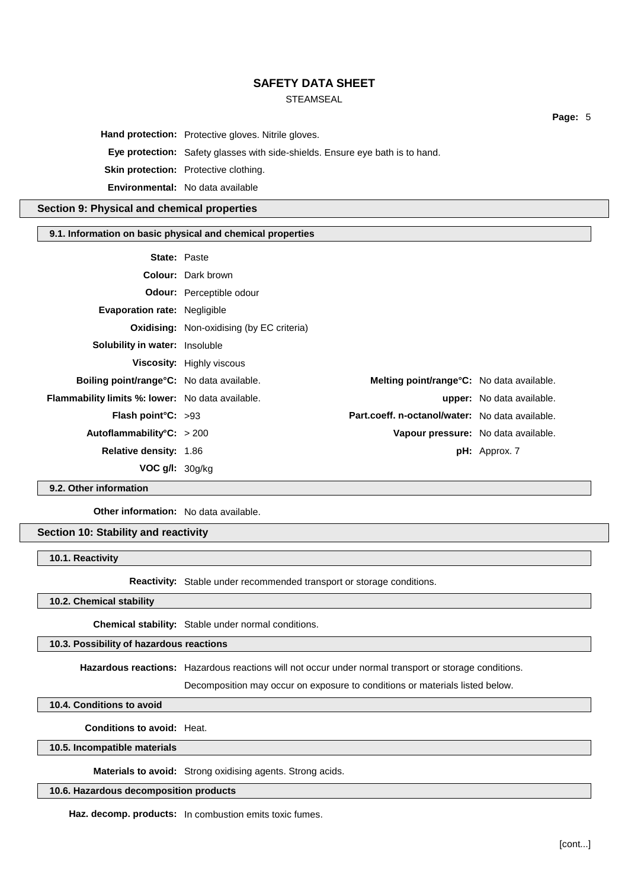**Hand protection:** Protective gloves. Nitrile gloves.

**Eye protection:** Safety glasses with side-shields. Ensure eye bath is to hand.

**Skin protection:** Protective clothing.

**Environmental:** No data available

## Section 9: Physical and chemical properties

### 9.1. Information on basic physical and chemical properties

**State:** Paste

**Colour:** Dark brown

**Odour:** Perceptible odour

**Evaporation rate:** Negligible

**Oxidising:** Non-oxidising (by EC criteria)

**Solubility in water:** Insoluble

**Viscosity:** Highly viscous

| | | | |
|---|---|---|---|
| **Boiling point/range°C:** | No data available. | **Melting point/range°C:** | No data available. |
| **Flammability limits %: lower:** | No data available. | **upper:** | No data available. |
| **Flash point°C:** | >93 | **Part.coeff. n-octanol/water:** | No data available. |
| **Autoflammability°C:** | > 200 | **Vapour pressure:** | No data available. |
| **Relative density:** | 1.86 | **pH:** | Approx. 7 |
| **VOC g/l:** | 30g/kg | | |

### 9.2. Other information

**Other information:** No data available.

## Section 10: Stability and reactivity

### 10.1. Reactivity

**Reactivity:** Stable under recommended transport or storage conditions.

### 10.2. Chemical stability

**Chemical stability:** Stable under normal conditions.

### 10.3. Possibility of hazardous reactions

**Hazardous reactions:** Hazardous reactions will not occur under normal transport or storage conditions.

Decomposition may occur on exposure to conditions or materials listed below.

### 10.4. Conditions to avoid

**Conditions to avoid:** Heat.

### 10.5. Incompatible materials

**Materials to avoid:** Strong oxidising agents. Strong acids.

### 10.6. Hazardous decomposition products

**Haz. decomp. products:** In combustion emits toxic fumes.

[cont...]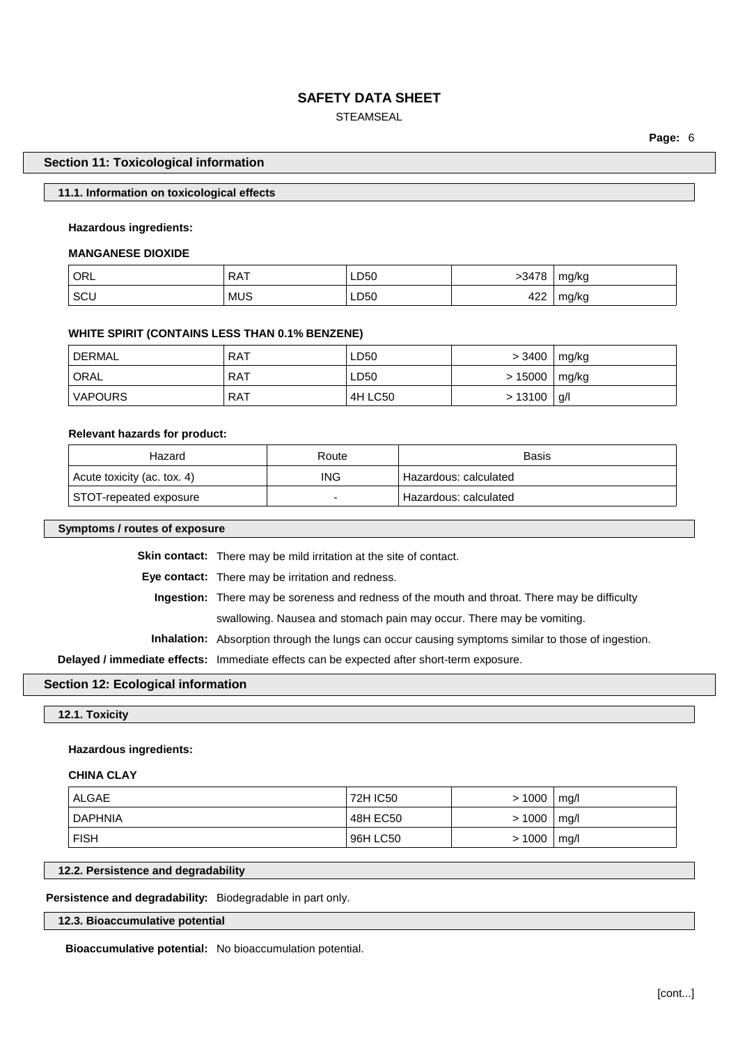## Section 11: Toxicological information

### 11.1. Information on toxicological effects

**Hazardous ingredients:**

**MANGANESE DIOXIDE**

| | | | | |
|---|---|---|---|---|
| ORL | RAT | LD50 | >3478 | mg/kg |
| SCU | MUS | LD50 | 422 | mg/kg |

**WHITE SPIRIT (CONTAINS LESS THAN 0.1% BENZENE)**

| | | | | |
|---|---|---|---|---|
| DERMAL | RAT | LD50 | > 3400 | mg/kg |
| ORAL | RAT | LD50 | > 15000 | mg/kg |
| VAPOURS | RAT | 4H LC50 | > 13100 | g/l |

**Relevant hazards for product:**

| Hazard | Route | Basis |
|---|---|---|
| Acute toxicity (ac. tox. 4) | ING | Hazardous: calculated |
| STOT-repeated exposure | - | Hazardous: calculated |

### Symptoms / routes of exposure

**Skin contact:** There may be mild irritation at the site of contact.

**Eye contact:** There may be irritation and redness.

**Ingestion:** There may be soreness and redness of the mouth and throat. There may be difficulty swallowing. Nausea and stomach pain may occur. There may be vomiting.

**Inhalation:** Absorption through the lungs can occur causing symptoms similar to those of ingestion.

**Delayed / immediate effects:** Immediate effects can be expected after short-term exposure.

## Section 12: Ecological information

### 12.1. Toxicity

**Hazardous ingredients:**

**CHINA CLAY**

| | | | |
|---|---|---|---|
| ALGAE | 72H IC50 | > 1000 | mg/l |
| DAPHNIA | 48H EC50 | > 1000 | mg/l |
| FISH | 96H LC50 | > 1000 | mg/l |

### 12.2. Persistence and degradability

**Persistence and degradability:** Biodegradable in part only.

### 12.3. Bioaccumulative potential

**Bioaccumulative potential:** No bioaccumulation potential.

[cont...]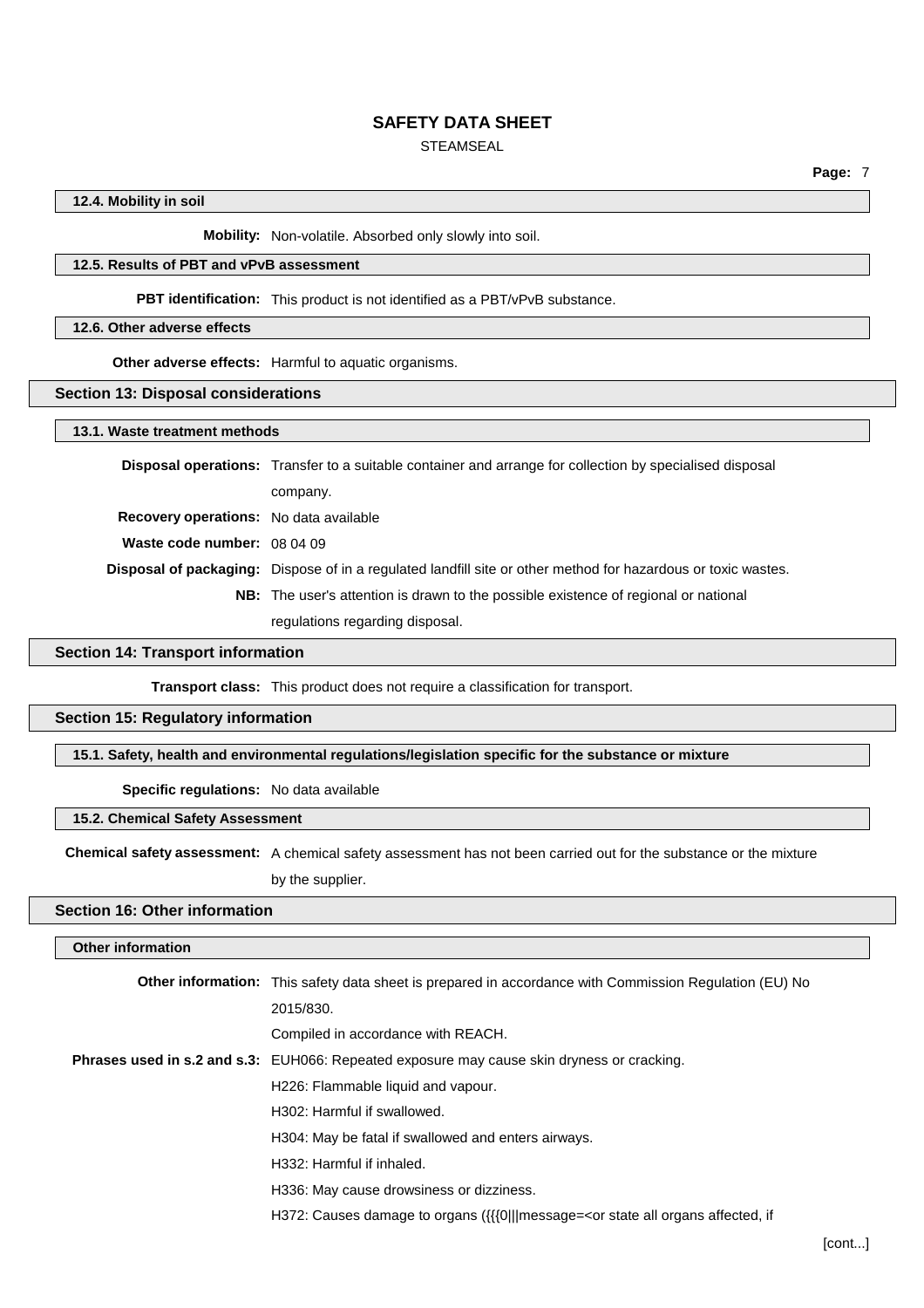### 12.4. Mobility in soil

**Mobility:** Non-volatile. Absorbed only slowly into soil.

### 12.5. Results of PBT and vPvB assessment

**PBT identification:** This product is not identified as a PBT/vPvB substance.

### 12.6. Other adverse effects

**Other adverse effects:** Harmful to aquatic organisms.

## Section 13: Disposal considerations

### 13.1. Waste treatment methods

**Disposal operations:** Transfer to a suitable container and arrange for collection by specialised disposal company.

**Recovery operations:** No data available

**Waste code number:** 08 04 09

**Disposal of packaging:** Dispose of in a regulated landfill site or other method for hazardous or toxic wastes.

**NB:** The user's attention is drawn to the possible existence of regional or national regulations regarding disposal.

## Section 14: Transport information

**Transport class:** This product does not require a classification for transport.

## Section 15: Regulatory information

### 15.1. Safety, health and environmental regulations/legislation specific for the substance or mixture

**Specific regulations:** No data available

### 15.2. Chemical Safety Assessment

**Chemical safety assessment:** A chemical safety assessment has not been carried out for the substance or the mixture by the supplier.

## Section 16: Other information

### Other information

**Other information:** This safety data sheet is prepared in accordance with Commission Regulation (EU) No 2015/830.

Compiled in accordance with REACH.

**Phrases used in s.2 and s.3:** EUH066: Repeated exposure may cause skin dryness or cracking.

H226: Flammable liquid and vapour.

H302: Harmful if swallowed.

H304: May be fatal if swallowed and enters airways.

H332: Harmful if inhaled.

H336: May cause drowsiness or dizziness.

H372: Causes damage to organs ({{{0|||message=<or state all organs affected, if

[cont...]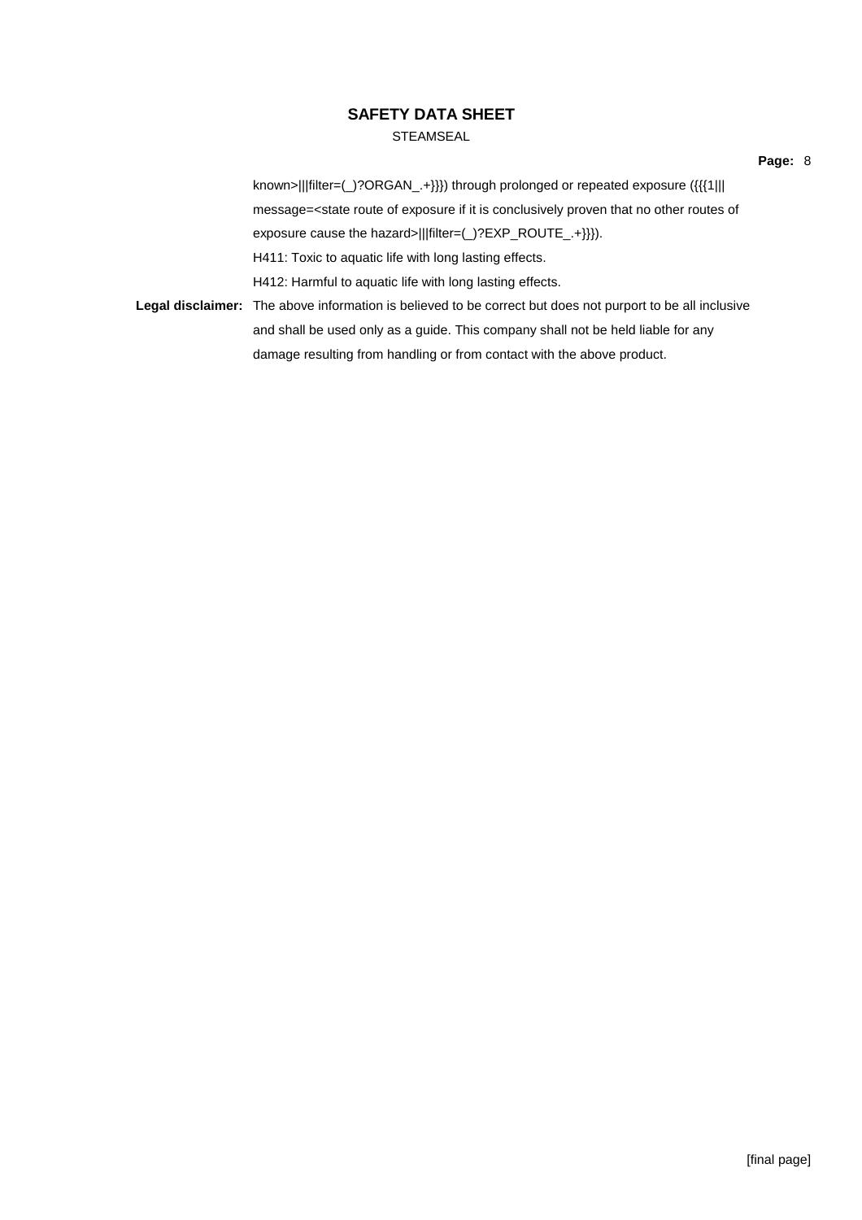known>|||filter=(_)?ORGAN_.+}}}) through prolonged or repeated exposure ({{{1|||
message=<state route of exposure if it is conclusively proven that no other routes of
exposure cause the hazard>|||filter=(_)?EXP_ROUTE_.+}}}).

H411: Toxic to aquatic life with long lasting effects.

H412: Harmful to aquatic life with long lasting effects.

**Legal disclaimer:** The above information is believed to be correct but does not purport to be all inclusive and shall be used only as a guide. This company shall not be held liable for any damage resulting from handling or from contact with the above product.

[final page]